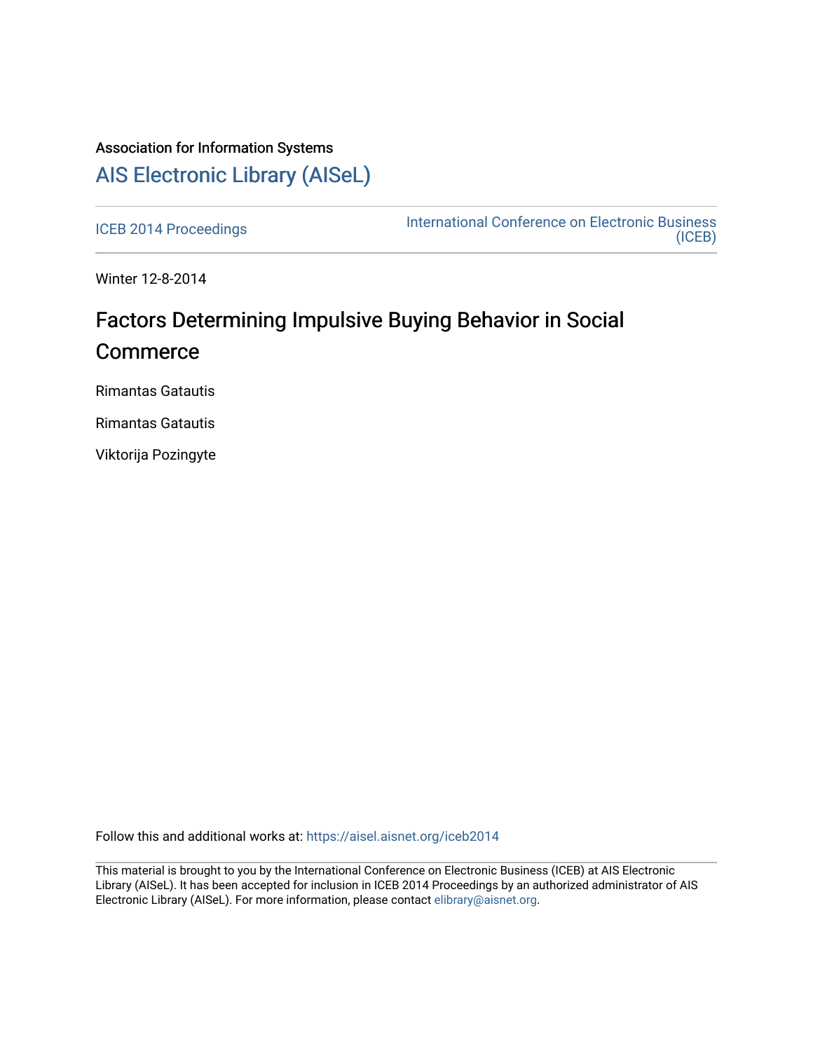Association for Information Systems

# AIS Electronic Library (AISeL)

ICEB 2014 Proceedings

International Conference on Electronic Business (ICEB)

Winter 12-8-2014

## Factors Determining Impulsive Buying Behavior in Social Commerce

Rimantas Gatautis

Rimantas Gatautis

Viktorija Pozingyte

Follow this and additional works at: https://aisel.aisnet.org/iceb2014

This material is brought to you by the International Conference on Electronic Business (ICEB) at AIS Electronic Library (AISeL). It has been accepted for inclusion in ICEB 2014 Proceedings by an authorized administrator of AIS Electronic Library (AISeL). For more information, please contact elibrary@aisnet.org.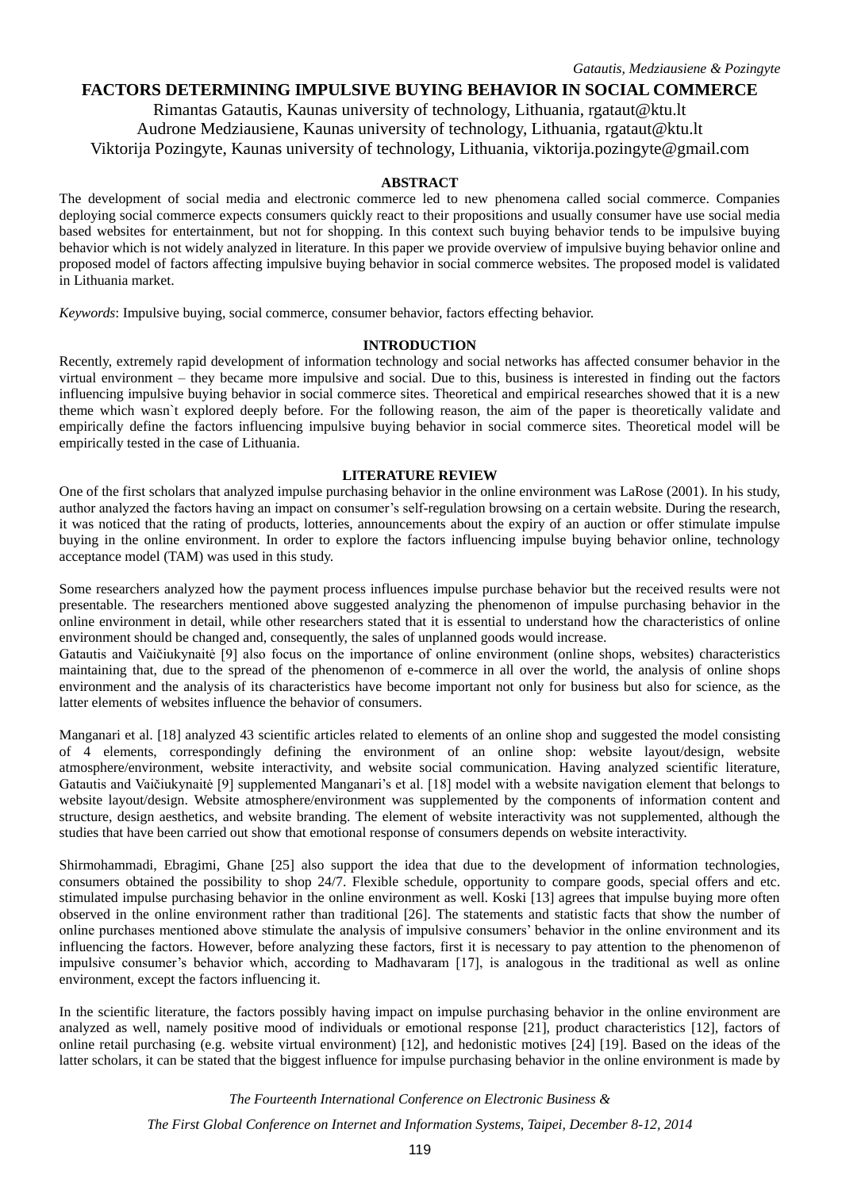# FACTORS DETERMINING IMPULSIVE BUYING BEHAVIOR IN SOCIAL COMMERCE

Rimantas Gatautis, Kaunas university of technology, Lithuania, rgataut@ktu.lt
Audrone Medziausiene, Kaunas university of technology, Lithuania, rgataut@ktu.lt
Viktorija Pozingyte, Kaunas university of technology, Lithuania, viktorija.pozingyte@gmail.com

## ABSTRACT

The development of social media and electronic commerce led to new phenomena called social commerce. Companies deploying social commerce expects consumers quickly react to their propositions and usually consumer have use social media based websites for entertainment, but not for shopping. In this context such buying behavior tends to be impulsive buying behavior which is not widely analyzed in literature. In this paper we provide overview of impulsive buying behavior online and proposed model of factors affecting impulsive buying behavior in social commerce websites. The proposed model is validated in Lithuania market.

*Keywords*: Impulsive buying, social commerce, consumer behavior, factors effecting behavior.

## INTRODUCTION

Recently, extremely rapid development of information technology and social networks has affected consumer behavior in the virtual environment – they became more impulsive and social. Due to this, business is interested in finding out the factors influencing impulsive buying behavior in social commerce sites. Theoretical and empirical researches showed that it is a new theme which wasn`t explored deeply before. For the following reason, the aim of the paper is theoretically validate and empirically define the factors influencing impulsive buying behavior in social commerce sites. Theoretical model will be empirically tested in the case of Lithuania.

## LITERATURE REVIEW

One of the first scholars that analyzed impulse purchasing behavior in the online environment was LaRose (2001). In his study, author analyzed the factors having an impact on consumer's self-regulation browsing on a certain website. During the research, it was noticed that the rating of products, lotteries, announcements about the expiry of an auction or offer stimulate impulse buying in the online environment. In order to explore the factors influencing impulse buying behavior online, technology acceptance model (TAM) was used in this study.

Some researchers analyzed how the payment process influences impulse purchase behavior but the received results were not presentable. The researchers mentioned above suggested analyzing the phenomenon of impulse purchasing behavior in the online environment in detail, while other researchers stated that it is essential to understand how the characteristics of online environment should be changed and, consequently, the sales of unplanned goods would increase.

Gatautis and Vaičiukynaitė [9] also focus on the importance of online environment (online shops, websites) characteristics maintaining that, due to the spread of the phenomenon of e-commerce in all over the world, the analysis of online shops environment and the analysis of its characteristics have become important not only for business but also for science, as the latter elements of websites influence the behavior of consumers.

Manganari et al. [18] analyzed 43 scientific articles related to elements of an online shop and suggested the model consisting of 4 elements, correspondingly defining the environment of an online shop: website layout/design, website atmosphere/environment, website interactivity, and website social communication. Having analyzed scientific literature, Gatautis and Vaičiukynaitė [9] supplemented Manganari's et al. [18] model with a website navigation element that belongs to website layout/design. Website atmosphere/environment was supplemented by the components of information content and structure, design aesthetics, and website branding. The element of website interactivity was not supplemented, although the studies that have been carried out show that emotional response of consumers depends on website interactivity.

Shirmohammadi, Ebragimi, Ghane [25] also support the idea that due to the development of information technologies, consumers obtained the possibility to shop 24/7. Flexible schedule, opportunity to compare goods, special offers and etc. stimulated impulse purchasing behavior in the online environment as well. Koski [13] agrees that impulse buying more often observed in the online environment rather than traditional [26]. The statements and statistic facts that show the number of online purchases mentioned above stimulate the analysis of impulsive consumers' behavior in the online environment and its influencing the factors. However, before analyzing these factors, first it is necessary to pay attention to the phenomenon of impulsive consumer's behavior which, according to Madhavaram [17], is analogous in the traditional as well as online environment, except the factors influencing it.

In the scientific literature, the factors possibly having impact on impulse purchasing behavior in the online environment are analyzed as well, namely positive mood of individuals or emotional response [21], product characteristics [12], factors of online retail purchasing (e.g. website virtual environment) [12], and hedonistic motives [24] [19]. Based on the ideas of the latter scholars, it can be stated that the biggest influence for impulse purchasing behavior in the online environment is made by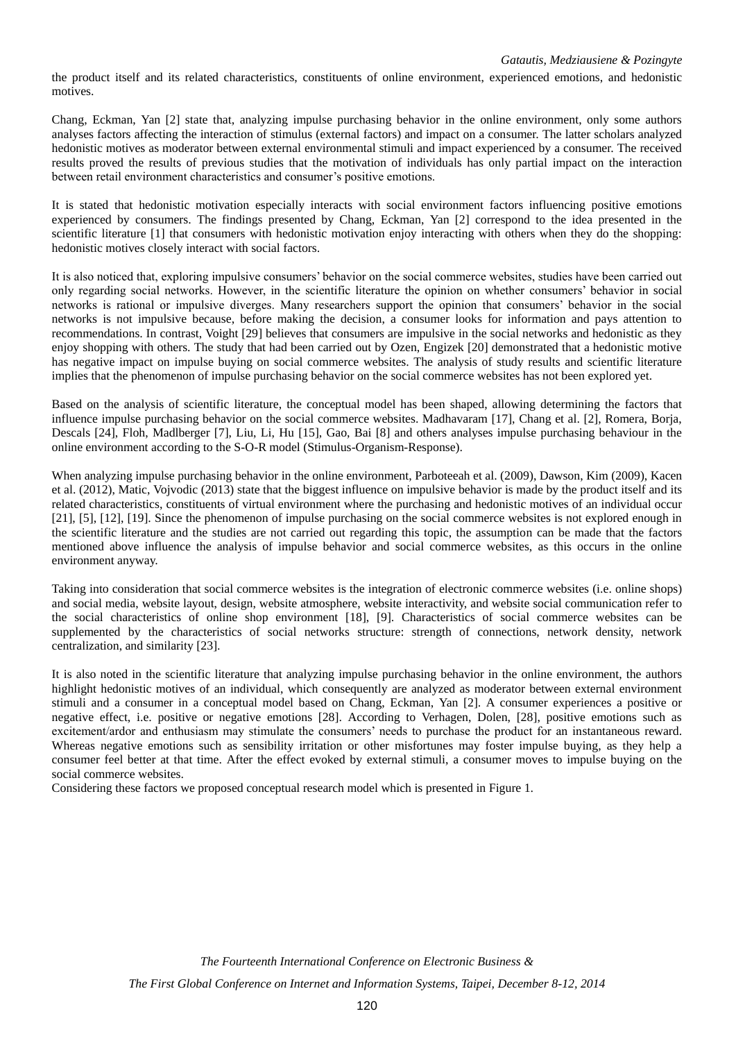the product itself and its related characteristics, constituents of online environment, experienced emotions, and hedonistic motives.

Chang, Eckman, Yan [2] state that, analyzing impulse purchasing behavior in the online environment, only some authors analyses factors affecting the interaction of stimulus (external factors) and impact on a consumer. The latter scholars analyzed hedonistic motives as moderator between external environmental stimuli and impact experienced by a consumer. The received results proved the results of previous studies that the motivation of individuals has only partial impact on the interaction between retail environment characteristics and consumer's positive emotions.

It is stated that hedonistic motivation especially interacts with social environment factors influencing positive emotions experienced by consumers. The findings presented by Chang, Eckman, Yan [2] correspond to the idea presented in the scientific literature [1] that consumers with hedonistic motivation enjoy interacting with others when they do the shopping: hedonistic motives closely interact with social factors.

It is also noticed that, exploring impulsive consumers' behavior on the social commerce websites, studies have been carried out only regarding social networks. However, in the scientific literature the opinion on whether consumers' behavior in social networks is rational or impulsive diverges. Many researchers support the opinion that consumers' behavior in the social networks is not impulsive because, before making the decision, a consumer looks for information and pays attention to recommendations. In contrast, Voight [29] believes that consumers are impulsive in the social networks and hedonistic as they enjoy shopping with others. The study that had been carried out by Ozen, Engizek [20] demonstrated that a hedonistic motive has negative impact on impulse buying on social commerce websites. The analysis of study results and scientific literature implies that the phenomenon of impulse purchasing behavior on the social commerce websites has not been explored yet.

Based on the analysis of scientific literature, the conceptual model has been shaped, allowing determining the factors that influence impulse purchasing behavior on the social commerce websites. Madhavaram [17], Chang et al. [2], Romera, Borja, Descals [24], Floh, Madlberger [7], Liu, Li, Hu [15], Gao, Bai [8] and others analyses impulse purchasing behaviour in the online environment according to the S-O-R model (Stimulus-Organism-Response).

When analyzing impulse purchasing behavior in the online environment, Parboteeah et al. (2009), Dawson, Kim (2009), Kacen et al. (2012), Matic, Vojvodic (2013) state that the biggest influence on impulsive behavior is made by the product itself and its related characteristics, constituents of virtual environment where the purchasing and hedonistic motives of an individual occur [21], [5], [12], [19]. Since the phenomenon of impulse purchasing on the social commerce websites is not explored enough in the scientific literature and the studies are not carried out regarding this topic, the assumption can be made that the factors mentioned above influence the analysis of impulse behavior and social commerce websites, as this occurs in the online environment anyway.

Taking into consideration that social commerce websites is the integration of electronic commerce websites (i.e. online shops) and social media, website layout, design, website atmosphere, website interactivity, and website social communication refer to the social characteristics of online shop environment [18], [9]. Characteristics of social commerce websites can be supplemented by the characteristics of social networks structure: strength of connections, network density, network centralization, and similarity [23].

It is also noted in the scientific literature that analyzing impulse purchasing behavior in the online environment, the authors highlight hedonistic motives of an individual, which consequently are analyzed as moderator between external environment stimuli and a consumer in a conceptual model based on Chang, Eckman, Yan [2]. A consumer experiences a positive or negative effect, i.e. positive or negative emotions [28]. According to Verhagen, Dolen, [28], positive emotions such as excitement/ardor and enthusiasm may stimulate the consumers' needs to purchase the product for an instantaneous reward. Whereas negative emotions such as sensibility irritation or other misfortunes may foster impulse buying, as they help a consumer feel better at that time. After the effect evoked by external stimuli, a consumer moves to impulse buying on the social commerce websites.

Considering these factors we proposed conceptual research model which is presented in Figure 1.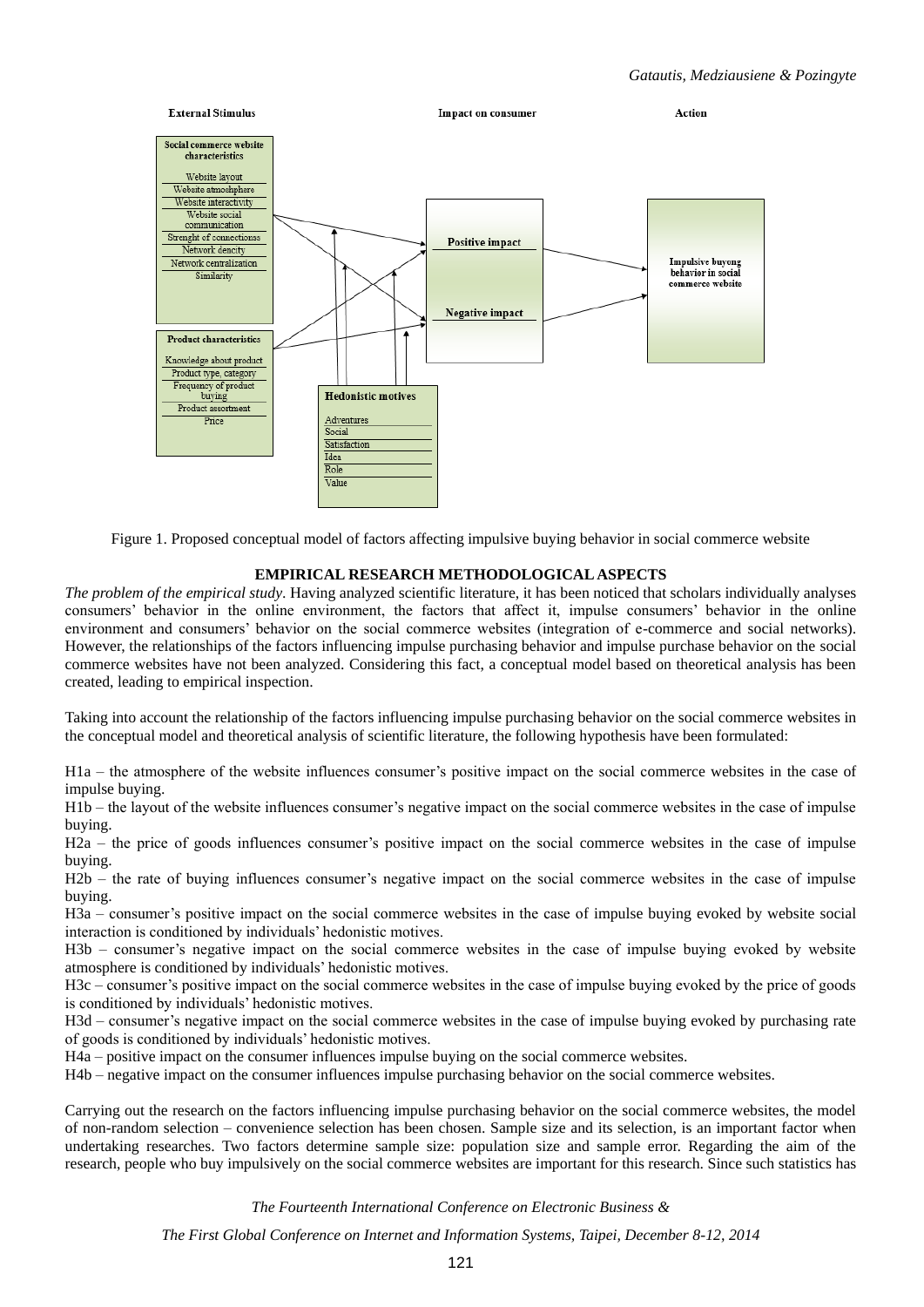Figure 1. Proposed conceptual model of factors affecting impulsive buying behavior in social commerce website

## EMPIRICAL RESEARCH METHODOLOGICAL ASPECTS

*The problem of the empirical study.* Having analyzed scientific literature, it has been noticed that scholars individually analyses consumers' behavior in the online environment, the factors that affect it, impulse consumers' behavior in the online environment and consumers' behavior on the social commerce websites (integration of e-commerce and social networks). However, the relationships of the factors influencing impulse purchasing behavior and impulse purchase behavior on the social commerce websites have not been analyzed. Considering this fact, a conceptual model based on theoretical analysis has been created, leading to empirical inspection.

Taking into account the relationship of the factors influencing impulse purchasing behavior on the social commerce websites in the conceptual model and theoretical analysis of scientific literature, the following hypothesis have been formulated:

H1a – the atmosphere of the website influences consumer's positive impact on the social commerce websites in the case of impulse buying.
H1b – the layout of the website influences consumer's negative impact on the social commerce websites in the case of impulse buying.
H2a – the price of goods influences consumer's positive impact on the social commerce websites in the case of impulse buying.
H2b – the rate of buying influences consumer's negative impact on the social commerce websites in the case of impulse buying.
H3a – consumer's positive impact on the social commerce websites in the case of impulse buying evoked by website social interaction is conditioned by individuals' hedonistic motives.
H3b – consumer's negative impact on the social commerce websites in the case of impulse buying evoked by website atmosphere is conditioned by individuals' hedonistic motives.
H3c – consumer's positive impact on the social commerce websites in the case of impulse buying evoked by the price of goods is conditioned by individuals' hedonistic motives.
H3d – consumer's negative impact on the social commerce websites in the case of impulse buying evoked by purchasing rate of goods is conditioned by individuals' hedonistic motives.
H4a – positive impact on the consumer influences impulse buying on the social commerce websites.
H4b – negative impact on the consumer influences impulse purchasing behavior on the social commerce websites.

Carrying out the research on the factors influencing impulse purchasing behavior on the social commerce websites, the model of non-random selection – convenience selection has been chosen. Sample size and its selection, is an important factor when undertaking researches. Two factors determine sample size: population size and sample error. Regarding the aim of the research, people who buy impulsively on the social commerce websites are important for this research. Since such statistics has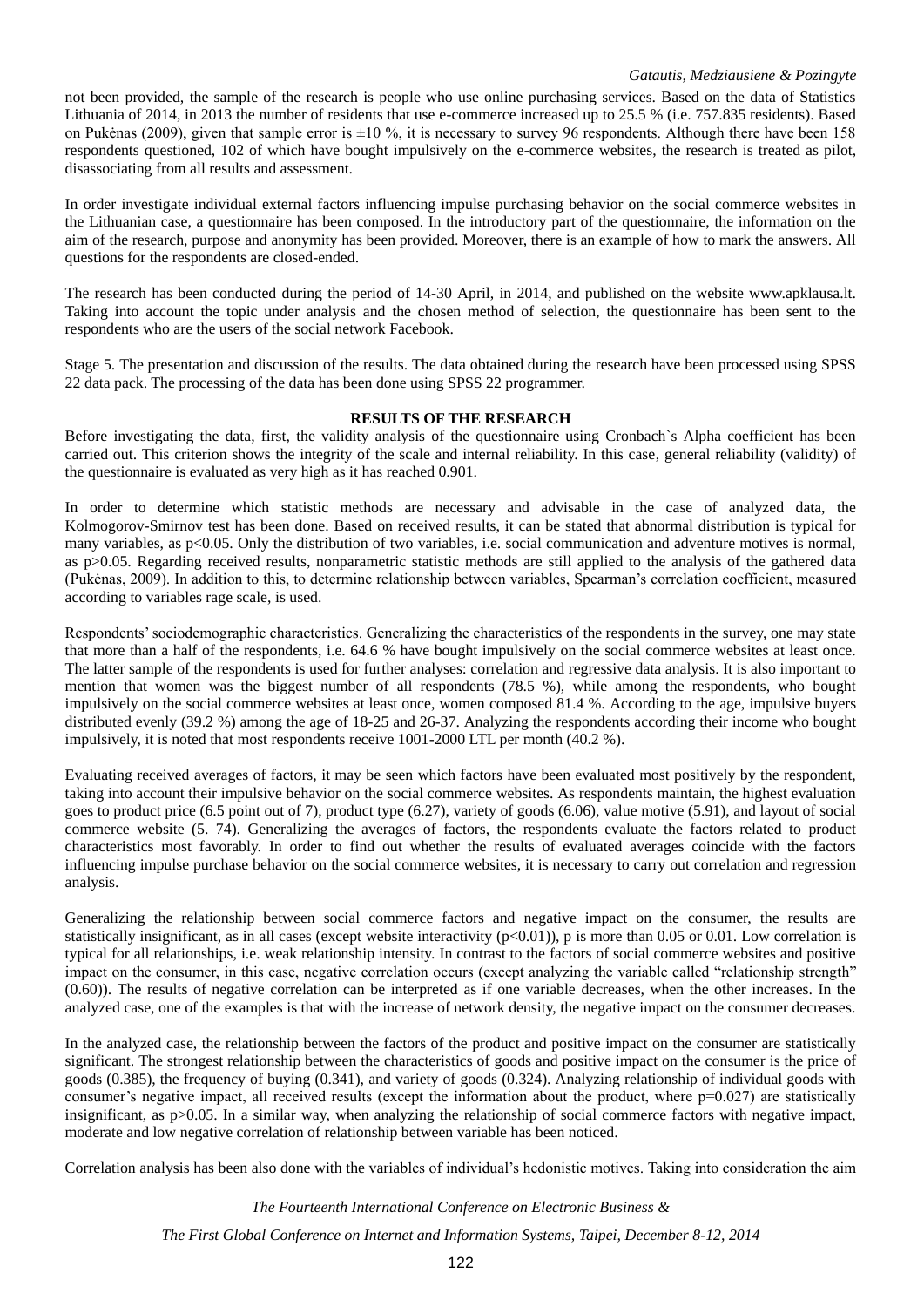not been provided, the sample of the research is people who use online purchasing services. Based on the data of Statistics Lithuania of 2014, in 2013 the number of residents that use e-commerce increased up to 25.5 % (i.e. 757.835 residents). Based on Pukėnas (2009), given that sample error is ±10 %, it is necessary to survey 96 respondents. Although there have been 158 respondents questioned, 102 of which have bought impulsively on the e-commerce websites, the research is treated as pilot, disassociating from all results and assessment.

In order investigate individual external factors influencing impulse purchasing behavior on the social commerce websites in the Lithuanian case, a questionnaire has been composed. In the introductory part of the questionnaire, the information on the aim of the research, purpose and anonymity has been provided. Moreover, there is an example of how to mark the answers. All questions for the respondents are closed-ended.

The research has been conducted during the period of 14-30 April, in 2014, and published on the website www.apklausa.lt. Taking into account the topic under analysis and the chosen method of selection, the questionnaire has been sent to the respondents who are the users of the social network Facebook.

Stage 5. The presentation and discussion of the results. The data obtained during the research have been processed using SPSS 22 data pack. The processing of the data has been done using SPSS 22 programmer.

## RESULTS OF THE RESEARCH

Before investigating the data, first, the validity analysis of the questionnaire using Cronbach`s Alpha coefficient has been carried out. This criterion shows the integrity of the scale and internal reliability. In this case, general reliability (validity) of the questionnaire is evaluated as very high as it has reached 0.901.

In order to determine which statistic methods are necessary and advisable in the case of analyzed data, the Kolmogorov-Smirnov test has been done. Based on received results, it can be stated that abnormal distribution is typical for many variables, as $p<0.05$. Only the distribution of two variables, i.e. social communication and adventure motives is normal, as $p>0.05$. Regarding received results, nonparametric statistic methods are still applied to the analysis of the gathered data (Pukėnas, 2009). In addition to this, to determine relationship between variables, Spearman's correlation coefficient, measured according to variables rage scale, is used.

Respondents' sociodemographic characteristics. Generalizing the characteristics of the respondents in the survey, one may state that more than a half of the respondents, i.e. 64.6 % have bought impulsively on the social commerce websites at least once. The latter sample of the respondents is used for further analyses: correlation and regressive data analysis. It is also important to mention that women was the biggest number of all respondents (78.5 %), while among the respondents, who bought impulsively on the social commerce websites at least once, women composed 81.4 %. According to the age, impulsive buyers distributed evenly (39.2 %) among the age of 18-25 and 26-37. Analyzing the respondents according their income who bought impulsively, it is noted that most respondents receive 1001-2000 LTL per month (40.2 %).

Evaluating received averages of factors, it may be seen which factors have been evaluated most positively by the respondent, taking into account their impulsive behavior on the social commerce websites. As respondents maintain, the highest evaluation goes to product price (6.5 point out of 7), product type (6.27), variety of goods (6.06), value motive (5.91), and layout of social commerce website (5. 74). Generalizing the averages of factors, the respondents evaluate the factors related to product characteristics most favorably. In order to find out whether the results of evaluated averages coincide with the factors influencing impulse purchase behavior on the social commerce websites, it is necessary to carry out correlation and regression analysis.

Generalizing the relationship between social commerce factors and negative impact on the consumer, the results are statistically insignificant, as in all cases (except website interactivity ($p<0.01$)), p is more than 0.05 or 0.01. Low correlation is typical for all relationships, i.e. weak relationship intensity. In contrast to the factors of social commerce websites and positive impact on the consumer, in this case, negative correlation occurs (except analyzing the variable called "relationship strength" (0.60)). The results of negative correlation can be interpreted as if one variable decreases, when the other increases. In the analyzed case, one of the examples is that with the increase of network density, the negative impact on the consumer decreases.

In the analyzed case, the relationship between the factors of the product and positive impact on the consumer are statistically significant. The strongest relationship between the characteristics of goods and positive impact on the consumer is the price of goods (0.385), the frequency of buying (0.341), and variety of goods (0.324). Analyzing relationship of individual goods with consumer's negative impact, all received results (except the information about the product, where $p=0.027$) are statistically insignificant, as $p>0.05$. In a similar way, when analyzing the relationship of social commerce factors with negative impact, moderate and low negative correlation of relationship between variable has been noticed.

Correlation analysis has been also done with the variables of individual's hedonistic motives. Taking into consideration the aim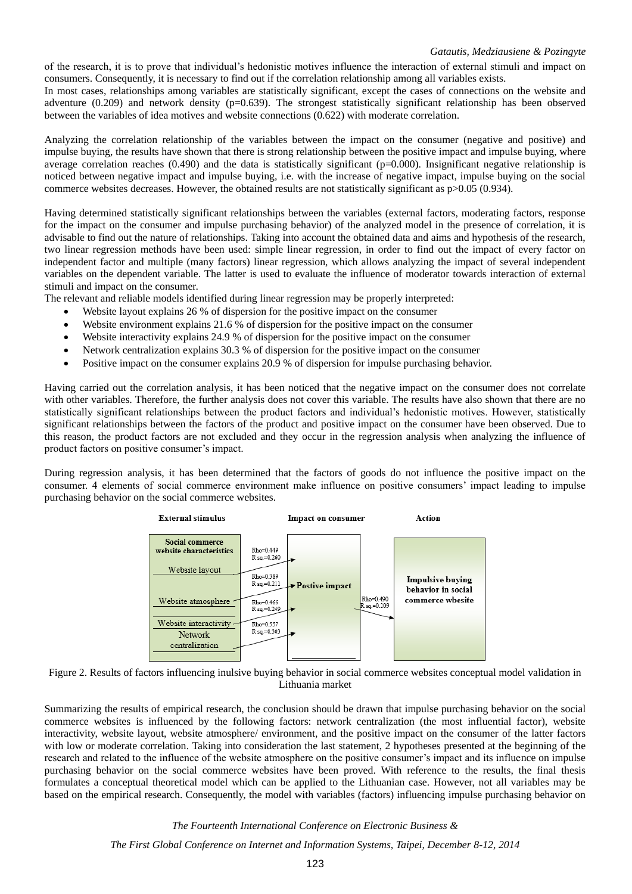of the research, it is to prove that individual's hedonistic motives influence the interaction of external stimuli and impact on consumers. Consequently, it is necessary to find out if the correlation relationship among all variables exists.

In most cases, relationships among variables are statistically significant, except the cases of connections on the website and adventure (0.209) and network density (p=0.639). The strongest statistically significant relationship has been observed between the variables of idea motives and website connections (0.622) with moderate correlation.

Analyzing the correlation relationship of the variables between the impact on the consumer (negative and positive) and impulse buying, the results have shown that there is strong relationship between the positive impact and impulse buying, where average correlation reaches (0.490) and the data is statistically significant (p=0.000). Insignificant negative relationship is noticed between negative impact and impulse buying, i.e. with the increase of negative impact, impulse buying on the social commerce websites decreases. However, the obtained results are not statistically significant as p>0.05 (0.934).

Having determined statistically significant relationships between the variables (external factors, moderating factors, response for the impact on the consumer and impulse purchasing behavior) of the analyzed model in the presence of correlation, it is advisable to find out the nature of relationships. Taking into account the obtained data and aims and hypothesis of the research, two linear regression methods have been used: simple linear regression, in order to find out the impact of every factor on independent factor and multiple (many factors) linear regression, which allows analyzing the impact of several independent variables on the dependent variable. The latter is used to evaluate the influence of moderator towards interaction of external stimuli and impact on the consumer.

The relevant and reliable models identified during linear regression may be properly interpreted:

- Website layout explains 26 % of dispersion for the positive impact on the consumer
- Website environment explains 21.6 % of dispersion for the positive impact on the consumer
- Website interactivity explains 24.9 % of dispersion for the positive impact on the consumer
- Network centralization explains 30.3 % of dispersion for the positive impact on the consumer
- Positive impact on the consumer explains 20.9 % of dispersion for impulse purchasing behavior.

Having carried out the correlation analysis, it has been noticed that the negative impact on the consumer does not correlate with other variables. Therefore, the further analysis does not cover this variable. The results have also shown that there are no statistically significant relationships between the product factors and individual's hedonistic motives. However, statistically significant relationships between the factors of the product and positive impact on the consumer have been observed. Due to this reason, the product factors are not excluded and they occur in the regression analysis when analyzing the influence of product factors on positive consumer's impact.

During regression analysis, it has been determined that the factors of goods do not influence the positive impact on the consumer. 4 elements of social commerce environment make influence on positive consumers' impact leading to impulse purchasing behavior on the social commerce websites.

Figure 2. Results of factors influencing inulsive buying behavior in social commerce websites conceptual model validation in Lithuania market

Summarizing the results of empirical research, the conclusion should be drawn that impulse purchasing behavior on the social commerce websites is influenced by the following factors: network centralization (the most influential factor), website interactivity, website layout, website atmosphere/ environment, and the positive impact on the consumer of the latter factors with low or moderate correlation. Taking into consideration the last statement, 2 hypotheses presented at the beginning of the research and related to the influence of the website atmosphere on the positive consumer's impact and its influence on impulse purchasing behavior on the social commerce websites have been proved. With reference to the results, the final thesis formulates a conceptual theoretical model which can be applied to the Lithuanian case. However, not all variables may be based on the empirical research. Consequently, the model with variables (factors) influencing impulse purchasing behavior on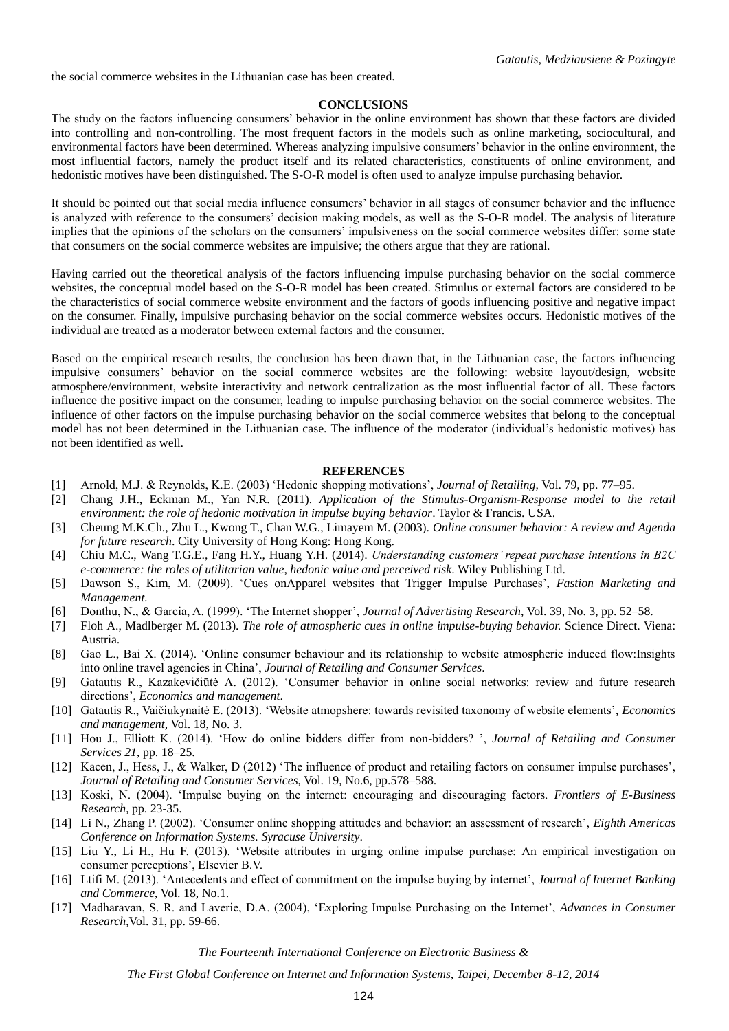the social commerce websites in the Lithuanian case has been created.

## CONCLUSIONS

The study on the factors influencing consumers' behavior in the online environment has shown that these factors are divided into controlling and non-controlling. The most frequent factors in the models such as online marketing, sociocultural, and environmental factors have been determined. Whereas analyzing impulsive consumers' behavior in the online environment, the most influential factors, namely the product itself and its related characteristics, constituents of online environment, and hedonistic motives have been distinguished. The S-O-R model is often used to analyze impulse purchasing behavior.

It should be pointed out that social media influence consumers' behavior in all stages of consumer behavior and the influence is analyzed with reference to the consumers' decision making models, as well as the S-O-R model. The analysis of literature implies that the opinions of the scholars on the consumers' impulsiveness on the social commerce websites differ: some state that consumers on the social commerce websites are impulsive; the others argue that they are rational.

Having carried out the theoretical analysis of the factors influencing impulse purchasing behavior on the social commerce websites, the conceptual model based on the S-O-R model has been created. Stimulus or external factors are considered to be the characteristics of social commerce website environment and the factors of goods influencing positive and negative impact on the consumer. Finally, impulsive purchasing behavior on the social commerce websites occurs. Hedonistic motives of the individual are treated as a moderator between external factors and the consumer.

Based on the empirical research results, the conclusion has been drawn that, in the Lithuanian case, the factors influencing impulsive consumers' behavior on the social commerce websites are the following: website layout/design, website atmosphere/environment, website interactivity and network centralization as the most influential factor of all. These factors influence the positive impact on the consumer, leading to impulse purchasing behavior on the social commerce websites. The influence of other factors on the impulse purchasing behavior on the social commerce websites that belong to the conceptual model has not been determined in the Lithuanian case. The influence of the moderator (individual's hedonistic motives) has not been identified as well.

## REFERENCES

[1] Arnold, M.J. & Reynolds, K.E. (2003) 'Hedonic shopping motivations', *Journal of Retailing*, Vol. 79, pp. 77–95.

[2] Chang J.H., Eckman M., Yan N.R. (2011). *Application of the Stimulus-Organism-Response model to the retail environment: the role of hedonic motivation in impulse buying behavior*. Taylor & Francis. USA.

[3] Cheung M.K.Ch., Zhu L., Kwong T., Chan W.G., Limayem M. (2003). *Online consumer behavior: A review and Agenda for future research*. City University of Hong Kong: Hong Kong.

[4] Chiu M.C., Wang T.G.E., Fang H.Y., Huang Y.H. (2014). *Understanding customers' repeat purchase intentions in B2C e-commerce: the roles of utilitarian value, hedonic value and perceived risk*. Wiley Publishing Ltd.

[5] Dawson S., Kim, M. (2009). 'Cues onApparel websites that Trigger Impulse Purchases', *Fastion Marketing and Management*.

[6] Donthu, N., & Garcia, A. (1999). 'The Internet shopper', *Journal of Advertising Research*, Vol. 39, No. 3, pp. 52–58.

[7] Floh A., Madlberger M. (2013). *The role of atmospheric cues in online impulse-buying behavior.* Science Direct. Viena: Austria.

[8] Gao L., Bai X. (2014). 'Online consumer behaviour and its relationship to website atmospheric induced flow:Insights into online travel agencies in China', *Journal of Retailing and Consumer Services*.

[9] Gatautis R., Kazakevičiūtė A. (2012). 'Consumer behavior in online social networks: review and future research directions', *Economics and management*.

[10] Gatautis R., Vaičiukynaitė E. (2013). 'Website atmopshere: towards revisited taxonomy of website elements', *Economics and management*, Vol. 18, No. 3.

[11] Hou J., Elliott K. (2014). 'How do online bidders differ from non-bidders? ', *Journal of Retailing and Consumer Services 21*, pp. 18–25.

[12] Kacen, J., Hess, J., & Walker, D (2012) 'The influence of product and retailing factors on consumer impulse purchases', *Journal of Retailing and Consumer Services*, Vol. 19, No.6, pp.578–588.

[13] Koski, N. (2004). 'Impulse buying on the internet: encouraging and discouraging factors. *Frontiers of E-Business Research*, pp. 23-35.

[14] Li N., Zhang P. (2002). 'Consumer online shopping attitudes and behavior: an assessment of research', *Eighth Americas Conference on Information Systems. Syracuse University*.

[15] Liu Y., Li H., Hu F. (2013). 'Website attributes in urging online impulse purchase: An empirical investigation on consumer perceptions', Elsevier B.V.

[16] Ltifi M. (2013). 'Antecedents and effect of commitment on the impulse buying by internet', *Journal of Internet Banking and Commerce*, Vol. 18, No.1.

[17] Madharavan, S. R. and Laverie, D.A. (2004), 'Exploring Impulse Purchasing on the Internet', *Advances in Consumer Research*,Vol. 31, pp. 59-66.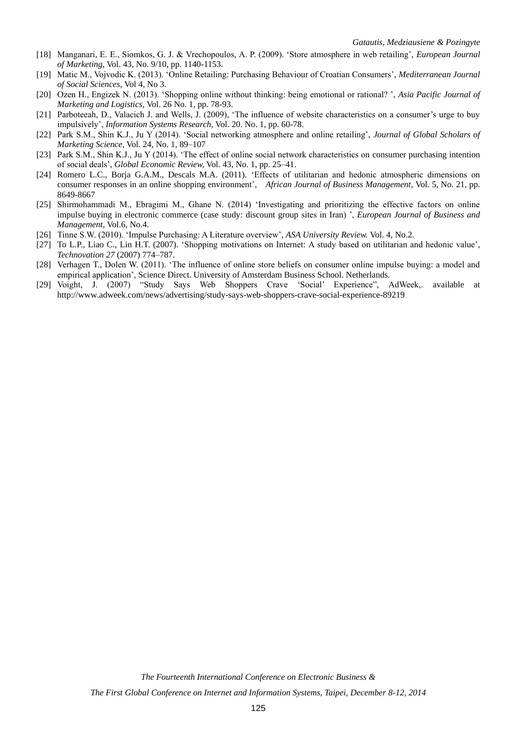[18] Manganari, E. E., Siomkos, G. J. & Vrechopoulos, A. P. (2009). 'Store atmosphere in web retailing', *European Journal of Marketing*, Vol. 43, No. 9/10, pp. 1140-1153.

[19] Matic M., Vojvodic K. (2013). 'Online Retailing: Purchasing Behaviour of Croatian Consumers', *Mediterranean Journal of Social Sciences*, Vol 4, No 3.

[20] Ozen H., Engizek N. (2013). 'Shopping online without thinking: being emotional or rational? ', *Asia Pacific Journal of Marketing and Logistics*, Vol. 26 No. 1, pp. 78-93.

[21] Parboteeah, D., Valacich J. and Wells, J. (2009), 'The influence of website characteristics on a consumer's urge to buy impulsively', *Information Systems Research*, Vol. 20. No. 1, pp. 60-78.

[22] Park S.M., Shin K.J., Ju Y (2014). 'Social networking atmosphere and online retailing', *Journal of Global Scholars of Marketing Science*, Vol. 24, No. 1, 89–107

[23] Park S.M., Shin K.J., Ju Y (2014). 'The effect of online social network characteristics on consumer purchasing intention of social deals', *Global Economic Review,* Vol. 43, No. 1, pp. 25–41.

[24] Romero L.C., Borja G.A.M., Descals M.A. (2011). 'Effects of utilitarian and hedonic atmospheric dimensions on consumer responses in an online shopping environment', *African Journal of Business Management*, Vol. 5, No. 21, pp. 8649-8667

[25] Shirmohammadi M., Ebragimi M., Ghane N. (2014) 'Investigating and prioritizing the effective factors on online impulse buying in electronic commerce (case study: discount group sites in Iran) ', *European Journal of Business and Management*, Vol.6, No.4.

[26] Tinne S.W. (2010). 'Impulse Purchasing: A Literature overview', *ASA University Review.* Vol. 4, No.2.

[27] To L.P., Liao C., Lin H.T. (2007). 'Shopping motivations on Internet: A study based on utilitarian and hedonic value', *Technovation 27* (2007) 774–787.

[28] Verhagen T., Dolen W. (2011). 'The influence of online store beliefs on consumer online impulse buying: a model and empirical application', Science Direct. University of Amsterdam Business School. Netherlands.

[29] Voight, J. (2007) "Study Says Web Shoppers Crave 'Social' Experience", AdWeek,. available at http://www.adweek.com/news/advertising/study-says-web-shoppers-crave-social-experience-89219